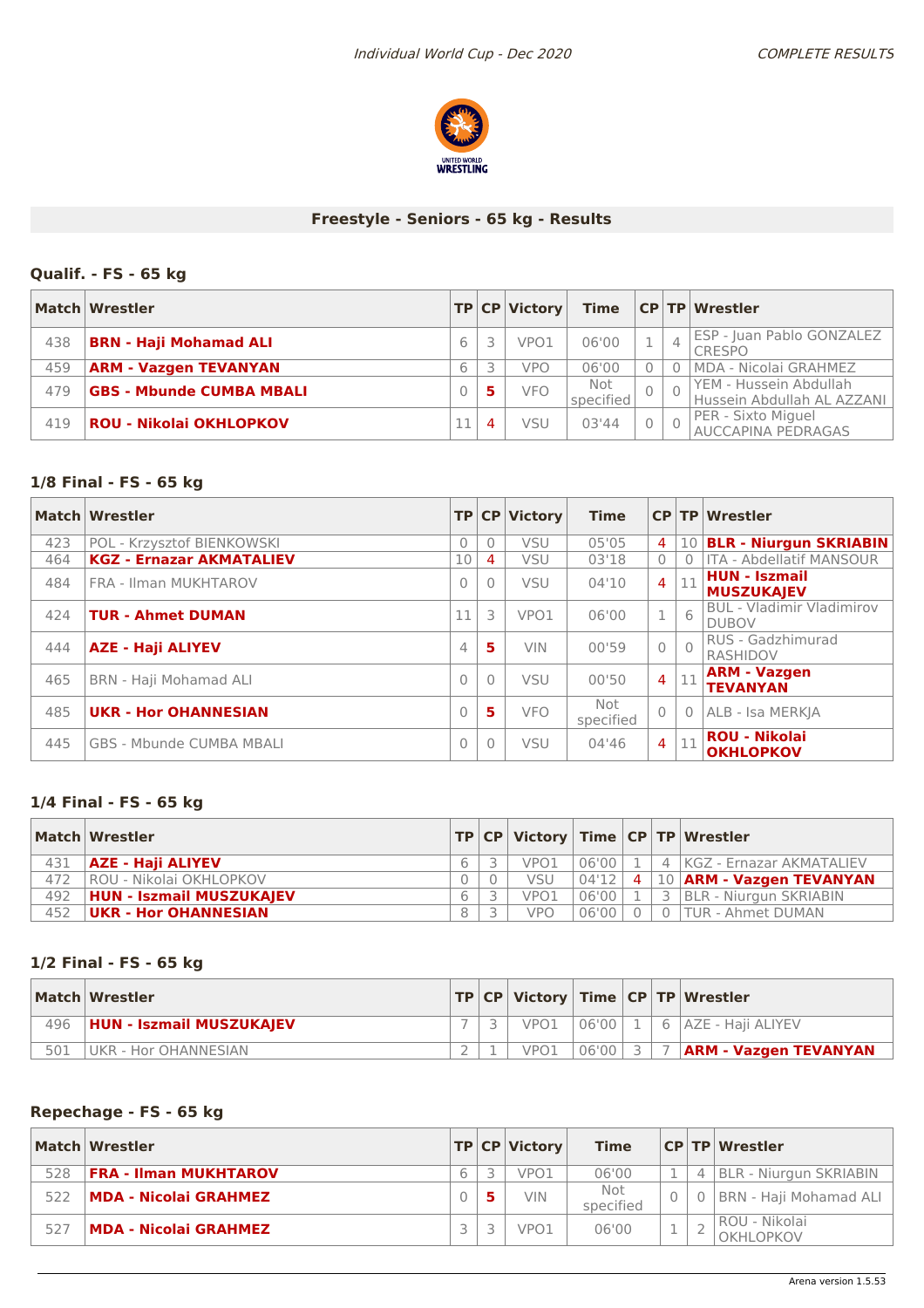## Freestyle - Seniors - 65 kg - Results

### Qualif. - FS - 65 kg

| Match | Wrestler | TP | CP | Victory | Time | CP | TP | Wrestler |
|---|---|---|---|---|---|---|---|---|
| 438 | **BRN - Haji Mohamad ALI** | 6 | 3 | VPO1 | 06'00 | 1 | 4 | ESP - Juan Pablo GONZALEZ CRESPO |
| 459 | **ARM - Vazgen TEVANYAN** | 6 | 3 | VPO | 06'00 | 0 | 0 | MDA - Nicolai GRAHMEZ |
| 479 | **GBS - Mbunde CUMBA MBALI** | 0 | 5 | VFO | Not specified | 0 | 0 | YEM - Hussein Abdullah Hussein Abdullah AL AZZANI |
| 419 | **ROU - Nikolai OKHLOPKOV** | 11 | 4 | VSU | 03'44 | 0 | 0 | PER - Sixto Miguel AUCCAPINA PEDRAGAS |

### 1/8 Final - FS - 65 kg

| Match | Wrestler | TP | CP | Victory | Time | CP | TP | Wrestler |
|---|---|---|---|---|---|---|---|---|
| 423 | POL - Krzysztof BIENKOWSKI | 0 | 0 | VSU | 05'05 | 4 | 10 | **BLR - Niurgun SKRIABIN** |
| 464 | **KGZ - Ernazar AKMATALIEV** | 10 | 4 | VSU | 03'18 | 0 | 0 | ITA - Abdellatif MANSOUR |
| 484 | FRA - Ilman MUKHTAROV | 0 | 0 | VSU | 04'10 | 4 | 11 | **HUN - Iszmail MUSZUKAJEV** |
| 424 | **TUR - Ahmet DUMAN** | 11 | 3 | VPO1 | 06'00 | 1 | 6 | BUL - Vladimir Vladimirov DUBOV |
| 444 | **AZE - Haji ALIYEV** | 4 | 5 | VIN | 00'59 | 0 | 0 | RUS - Gadzhimurad RASHIDOV |
| 465 | BRN - Haji Mohamad ALI | 0 | 0 | VSU | 00'50 | 4 | 11 | **ARM - Vazgen TEVANYAN** |
| 485 | **UKR - Hor OHANNESIAN** | 0 | 5 | VFO | Not specified | 0 | 0 | ALB - Isa MERKJA |
| 445 | GBS - Mbunde CUMBA MBALI | 0 | 0 | VSU | 04'46 | 4 | 11 | **ROU - Nikolai OKHLOPKOV** |

### 1/4 Final - FS - 65 kg

| Match | Wrestler | TP | CP | Victory | Time | CP | TP | Wrestler |
|---|---|---|---|---|---|---|---|---|
| 431 | **AZE - Haji ALIYEV** | 6 | 3 | VPO1 | 06'00 | 1 | 4 | KGZ - Ernazar AKMATALIEV |
| 472 | ROU - Nikolai OKHLOPKOV | 0 | 0 | VSU | 04'12 | 4 | 10 | **ARM - Vazgen TEVANYAN** |
| 492 | **HUN - Iszmail MUSZUKAJEV** | 6 | 3 | VPO1 | 06'00 | 1 | 3 | BLR - Niurgun SKRIABIN |
| 452 | **UKR - Hor OHANNESIAN** | 8 | 3 | VPO | 06'00 | 0 | 0 | TUR - Ahmet DUMAN |

### 1/2 Final - FS - 65 kg

| Match | Wrestler | TP | CP | Victory | Time | CP | TP | Wrestler |
|---|---|---|---|---|---|---|---|---|
| 496 | **HUN - Iszmail MUSZUKAJEV** | 7 | 3 | VPO1 | 06'00 | 1 | 6 | AZE - Haji ALIYEV |
| 501 | UKR - Hor OHANNESIAN | 2 | 1 | VPO1 | 06'00 | 3 | 7 | **ARM - Vazgen TEVANYAN** |

### Repechage - FS - 65 kg

| Match | Wrestler | TP | CP | Victory | Time | CP | TP | Wrestler |
|---|---|---|---|---|---|---|---|---|
| 528 | **FRA - Ilman MUKHTAROV** | 6 | 3 | VPO1 | 06'00 | 1 | 4 | BLR - Niurgun SKRIABIN |
| 522 | **MDA - Nicolai GRAHMEZ** | 0 | 5 | VIN | Not specified | 0 | 0 | BRN - Haji Mohamad ALI |
| 527 | **MDA - Nicolai GRAHMEZ** | 3 | 3 | VPO1 | 06'00 | 1 | 2 | ROU - Nikolai OKHLOPKOV |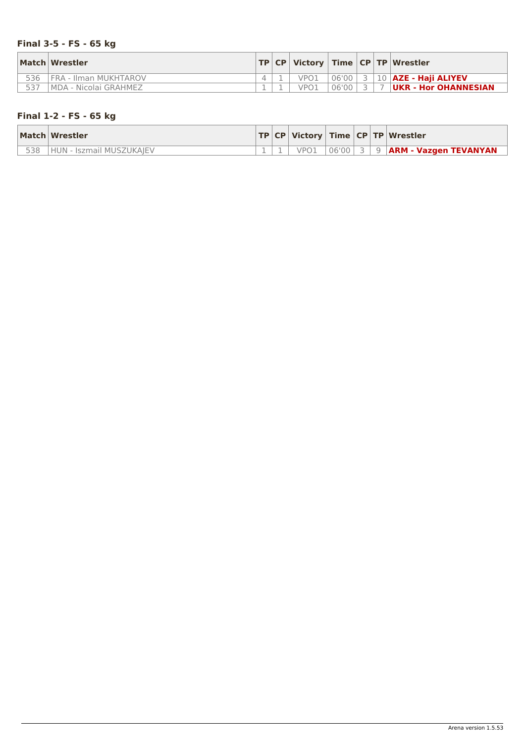### Final 3-5 - FS - 65 kg

| Match | Wrestler | TP | CP | Victory | Time | CP | TP | Wrestler |
|---|---|---|---|---|---|---|---|---|
| 536 | FRA - Ilman MUKHTAROV | 4 | 1 | VPO1 | 06'00 | 3 | 10 | **AZE - Haji ALIYEV** |
| 537 | MDA - Nicolai GRAHMEZ | 1 | 1 | VPO1 | 06'00 | 3 | 7 | **UKR - Hor OHANNESIAN** |

### Final 1-2 - FS - 65 kg

| Match | Wrestler | TP | CP | Victory | Time | CP | TP | Wrestler |
|---|---|---|---|---|---|---|---|---|
| 538 | HUN - Iszmail MUSZUKAJEV | 1 | 1 | VPO1 | 06'00 | 3 | 9 | **ARM - Vazgen TEVANYAN** |

Arena version 1.5.53